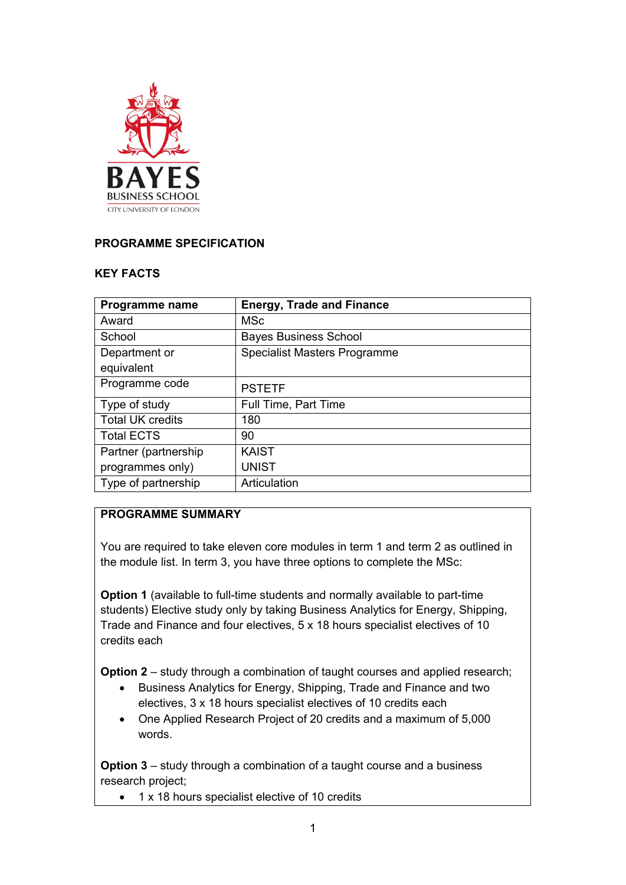## PROGRAMME SPECIFICATION

### KEY FACTS

| Programme name | Energy, Trade and Finance |
|---|---|
| Award | MSc |
| School | Bayes Business School |
| Department or equivalent | Specialist Masters Programme |
| Programme code | PSTETF |
| Type of study | Full Time, Part Time |
| Total UK credits | 180 |
| Total ECTS | 90 |
| Partner (partnership programmes only) | KAIST<br>UNIST |
| Type of partnership | Articulation |

### PROGRAMME SUMMARY

You are required to take eleven core modules in term 1 and term 2 as outlined in the module list. In term 3, you have three options to complete the MSc:

**Option 1** (available to full-time students and normally available to part-time students) Elective study only by taking Business Analytics for Energy, Shipping, Trade and Finance and four electives, 5 x 18 hours specialist electives of 10 credits each

**Option 2** – study through a combination of taught courses and applied research;

- Business Analytics for Energy, Shipping, Trade and Finance and two electives, 3 x 18 hours specialist electives of 10 credits each
- One Applied Research Project of 20 credits and a maximum of 5,000 words.

**Option 3** – study through a combination of a taught course and a business research project;

- 1 x 18 hours specialist elective of 10 credits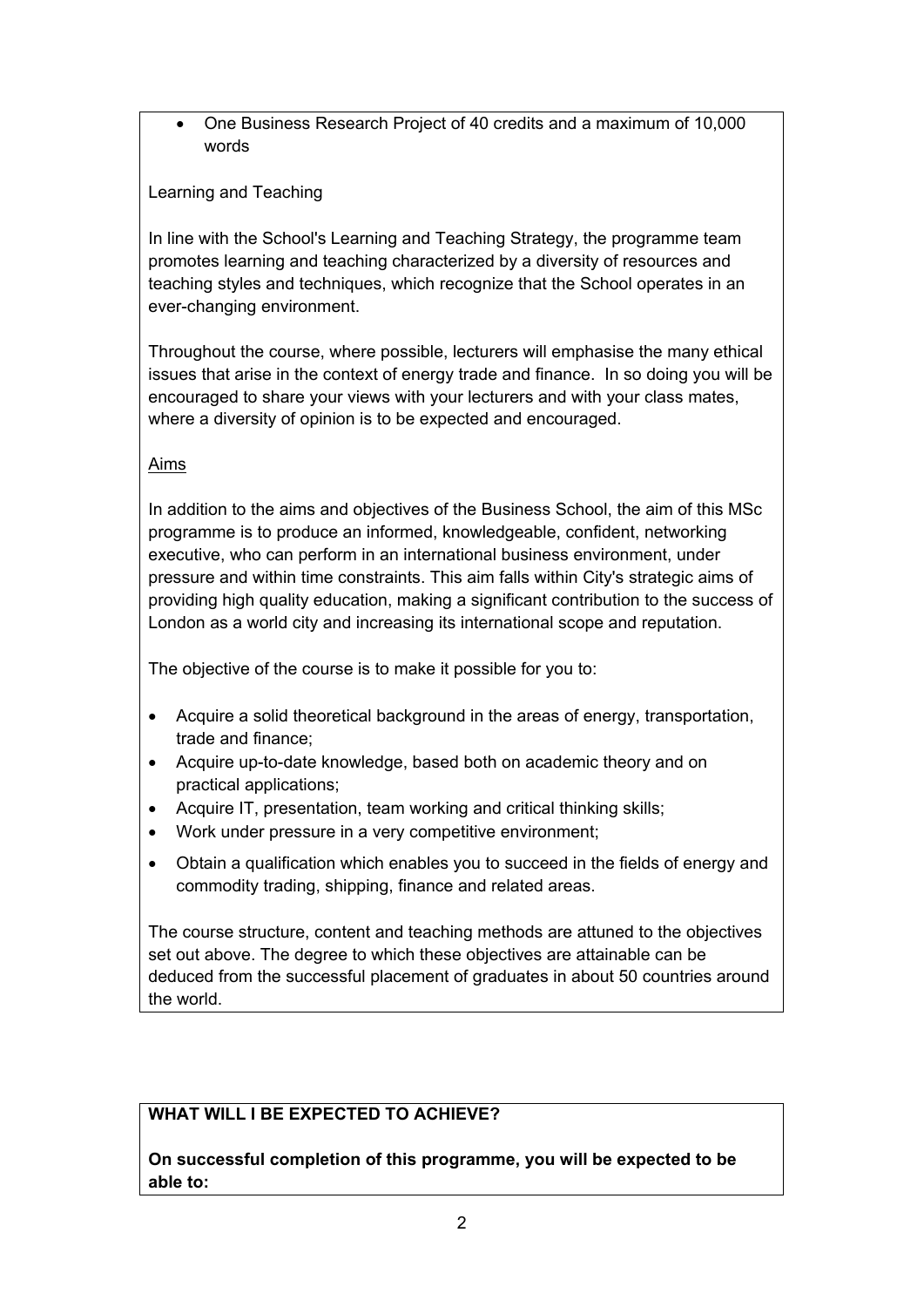- One Business Research Project of 40 credits and a maximum of 10,000 words

Learning and Teaching

In line with the School's Learning and Teaching Strategy, the programme team promotes learning and teaching characterized by a diversity of resources and teaching styles and techniques, which recognize that the School operates in an ever-changing environment.

Throughout the course, where possible, lecturers will emphasise the many ethical issues that arise in the context of energy trade and finance. In so doing you will be encouraged to share your views with your lecturers and with your class mates, where a diversity of opinion is to be expected and encouraged.

Aims

In addition to the aims and objectives of the Business School, the aim of this MSc programme is to produce an informed, knowledgeable, confident, networking executive, who can perform in an international business environment, under pressure and within time constraints. This aim falls within City's strategic aims of providing high quality education, making a significant contribution to the success of London as a world city and increasing its international scope and reputation.

The objective of the course is to make it possible for you to:

- Acquire a solid theoretical background in the areas of energy, transportation, trade and finance;
- Acquire up-to-date knowledge, based both on academic theory and on practical applications;
- Acquire IT, presentation, team working and critical thinking skills;
- Work under pressure in a very competitive environment;
- Obtain a qualification which enables you to succeed in the fields of energy and commodity trading, shipping, finance and related areas.

The course structure, content and teaching methods are attuned to the objectives set out above. The degree to which these objectives are attainable can be deduced from the successful placement of graduates in about 50 countries around the world.

**WHAT WILL I BE EXPECTED TO ACHIEVE?**

**On successful completion of this programme, you will be expected to be able to:**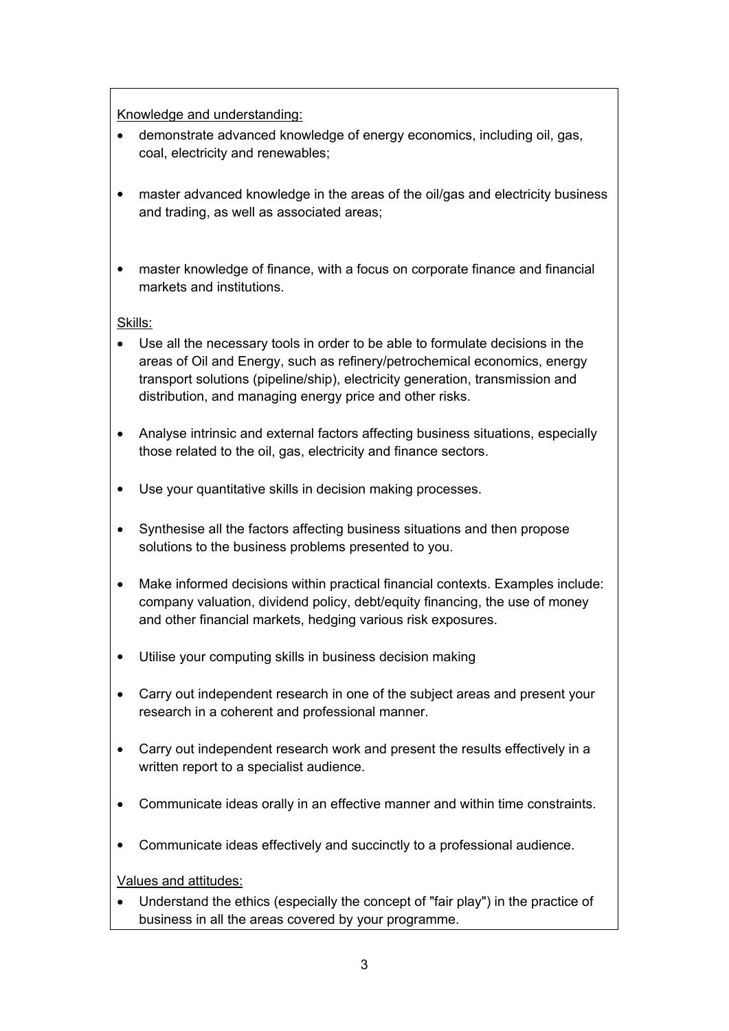Knowledge and understanding:

- demonstrate advanced knowledge of energy economics, including oil, gas, coal, electricity and renewables;
- master advanced knowledge in the areas of the oil/gas and electricity business and trading, as well as associated areas;
- master knowledge of finance, with a focus on corporate finance and financial markets and institutions.

Skills:

- Use all the necessary tools in order to be able to formulate decisions in the areas of Oil and Energy, such as refinery/petrochemical economics, energy transport solutions (pipeline/ship), electricity generation, transmission and distribution, and managing energy price and other risks.
- Analyse intrinsic and external factors affecting business situations, especially those related to the oil, gas, electricity and finance sectors.
- Use your quantitative skills in decision making processes.
- Synthesise all the factors affecting business situations and then propose solutions to the business problems presented to you.
- Make informed decisions within practical financial contexts. Examples include: company valuation, dividend policy, debt/equity financing, the use of money and other financial markets, hedging various risk exposures.
- Utilise your computing skills in business decision making
- Carry out independent research in one of the subject areas and present your research in a coherent and professional manner.
- Carry out independent research work and present the results effectively in a written report to a specialist audience.
- Communicate ideas orally in an effective manner and within time constraints.
- Communicate ideas effectively and succinctly to a professional audience.

Values and attitudes:

- Understand the ethics (especially the concept of "fair play") in the practice of business in all the areas covered by your programme.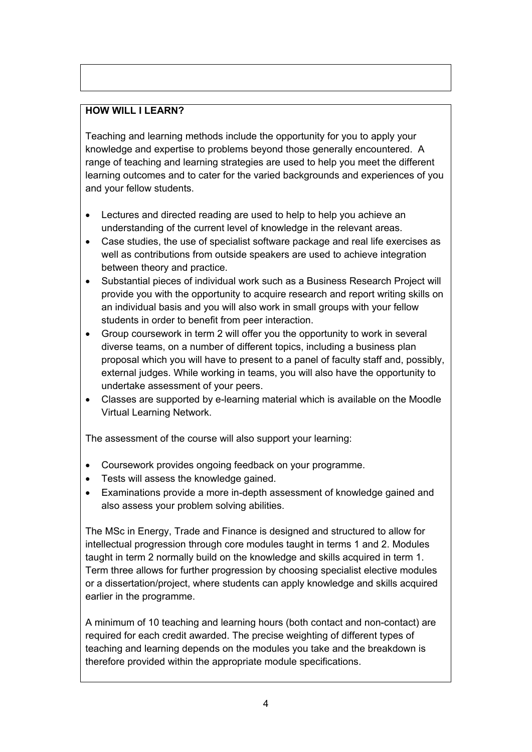## HOW WILL I LEARN?

Teaching and learning methods include the opportunity for you to apply your knowledge and expertise to problems beyond those generally encountered. A range of teaching and learning strategies are used to help you meet the different learning outcomes and to cater for the varied backgrounds and experiences of you and your fellow students.

- Lectures and directed reading are used to help to help you achieve an understanding of the current level of knowledge in the relevant areas.
- Case studies, the use of specialist software package and real life exercises as well as contributions from outside speakers are used to achieve integration between theory and practice.
- Substantial pieces of individual work such as a Business Research Project will provide you with the opportunity to acquire research and report writing skills on an individual basis and you will also work in small groups with your fellow students in order to benefit from peer interaction.
- Group coursework in term 2 will offer you the opportunity to work in several diverse teams, on a number of different topics, including a business plan proposal which you will have to present to a panel of faculty staff and, possibly, external judges. While working in teams, you will also have the opportunity to undertake assessment of your peers.
- Classes are supported by e-learning material which is available on the Moodle Virtual Learning Network.

The assessment of the course will also support your learning:

- Coursework provides ongoing feedback on your programme.
- Tests will assess the knowledge gained.
- Examinations provide a more in-depth assessment of knowledge gained and also assess your problem solving abilities.

The MSc in Energy, Trade and Finance is designed and structured to allow for intellectual progression through core modules taught in terms 1 and 2. Modules taught in term 2 normally build on the knowledge and skills acquired in term 1. Term three allows for further progression by choosing specialist elective modules or a dissertation/project, where students can apply knowledge and skills acquired earlier in the programme.

A minimum of 10 teaching and learning hours (both contact and non-contact) are required for each credit awarded. The precise weighting of different types of teaching and learning depends on the modules you take and the breakdown is therefore provided within the appropriate module specifications.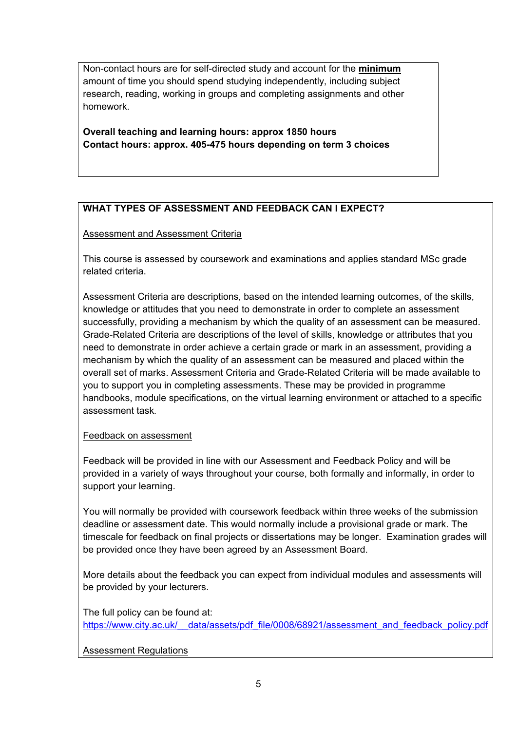Non-contact hours are for self-directed study and account for the **minimum** amount of time you should spend studying independently, including subject research, reading, working in groups and completing assignments and other homework.

**Overall teaching and learning hours: approx 1850 hours**
**Contact hours: approx. 405-475 hours depending on term 3 choices**

## WHAT TYPES OF ASSESSMENT AND FEEDBACK CAN I EXPECT?

Assessment and Assessment Criteria

This course is assessed by coursework and examinations and applies standard MSc grade related criteria.

Assessment Criteria are descriptions, based on the intended learning outcomes, of the skills, knowledge or attitudes that you need to demonstrate in order to complete an assessment successfully, providing a mechanism by which the quality of an assessment can be measured. Grade-Related Criteria are descriptions of the level of skills, knowledge or attributes that you need to demonstrate in order achieve a certain grade or mark in an assessment, providing a mechanism by which the quality of an assessment can be measured and placed within the overall set of marks. Assessment Criteria and Grade-Related Criteria will be made available to you to support you in completing assessments. These may be provided in programme handbooks, module specifications, on the virtual learning environment or attached to a specific assessment task.

Feedback on assessment

Feedback will be provided in line with our Assessment and Feedback Policy and will be provided in a variety of ways throughout your course, both formally and informally, in order to support your learning.

You will normally be provided with coursework feedback within three weeks of the submission deadline or assessment date. This would normally include a provisional grade or mark. The timescale for feedback on final projects or dissertations may be longer. Examination grades will be provided once they have been agreed by an Assessment Board.

More details about the feedback you can expect from individual modules and assessments will be provided by your lecturers.

The full policy can be found at:
https://www.city.ac.uk/__data/assets/pdf_file/0008/68921/assessment_and_feedback_policy.pdf

Assessment Regulations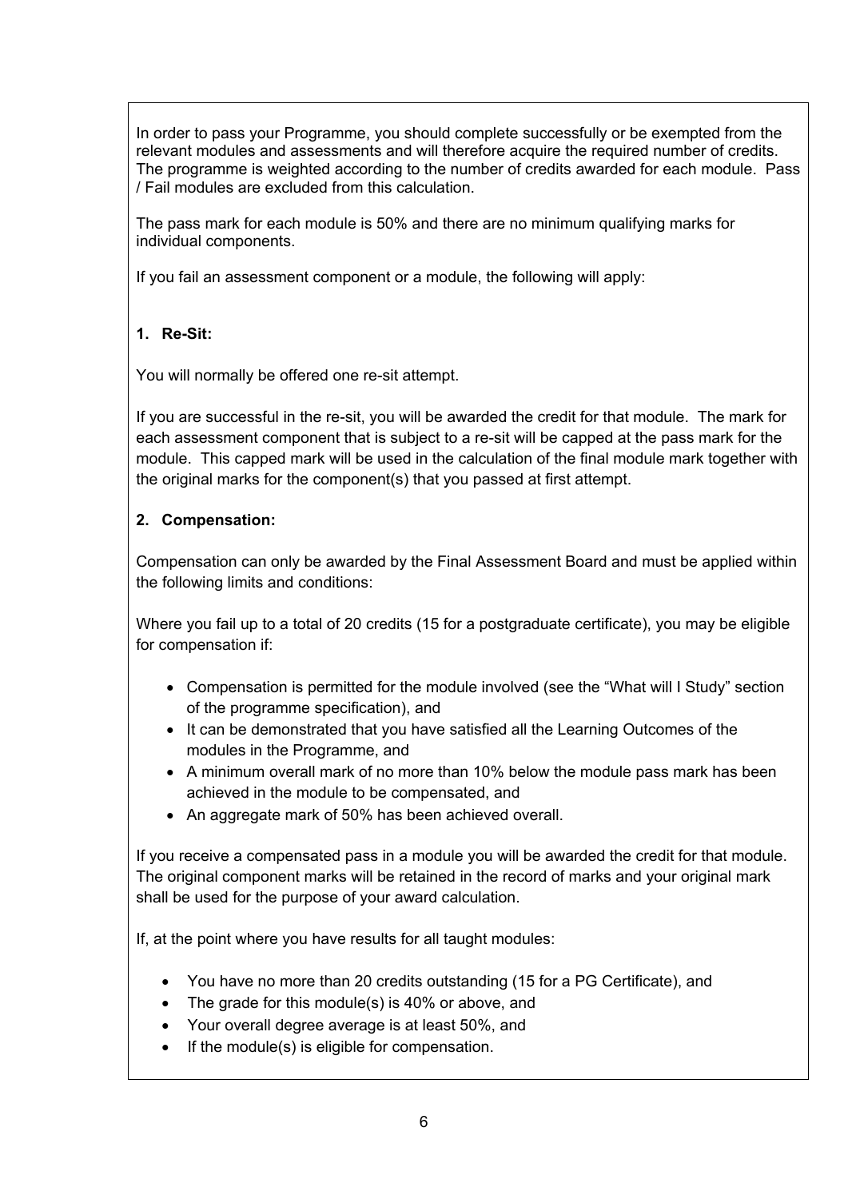In order to pass your Programme, you should complete successfully or be exempted from the relevant modules and assessments and will therefore acquire the required number of credits. The programme is weighted according to the number of credits awarded for each module. Pass / Fail modules are excluded from this calculation.

The pass mark for each module is 50% and there are no minimum qualifying marks for individual components.

If you fail an assessment component or a module, the following will apply:

**1. Re-Sit:**

You will normally be offered one re-sit attempt.

If you are successful in the re-sit, you will be awarded the credit for that module. The mark for each assessment component that is subject to a re-sit will be capped at the pass mark for the module. This capped mark will be used in the calculation of the final module mark together with the original marks for the component(s) that you passed at first attempt.

**2. Compensation:**

Compensation can only be awarded by the Final Assessment Board and must be applied within the following limits and conditions:

Where you fail up to a total of 20 credits (15 for a postgraduate certificate), you may be eligible for compensation if:

- Compensation is permitted for the module involved (see the "What will I Study" section of the programme specification), and
- It can be demonstrated that you have satisfied all the Learning Outcomes of the modules in the Programme, and
- A minimum overall mark of no more than 10% below the module pass mark has been achieved in the module to be compensated, and
- An aggregate mark of 50% has been achieved overall.

If you receive a compensated pass in a module you will be awarded the credit for that module. The original component marks will be retained in the record of marks and your original mark shall be used for the purpose of your award calculation.

If, at the point where you have results for all taught modules:

- You have no more than 20 credits outstanding (15 for a PG Certificate), and
- The grade for this module(s) is 40% or above, and
- Your overall degree average is at least 50%, and
- If the module(s) is eligible for compensation.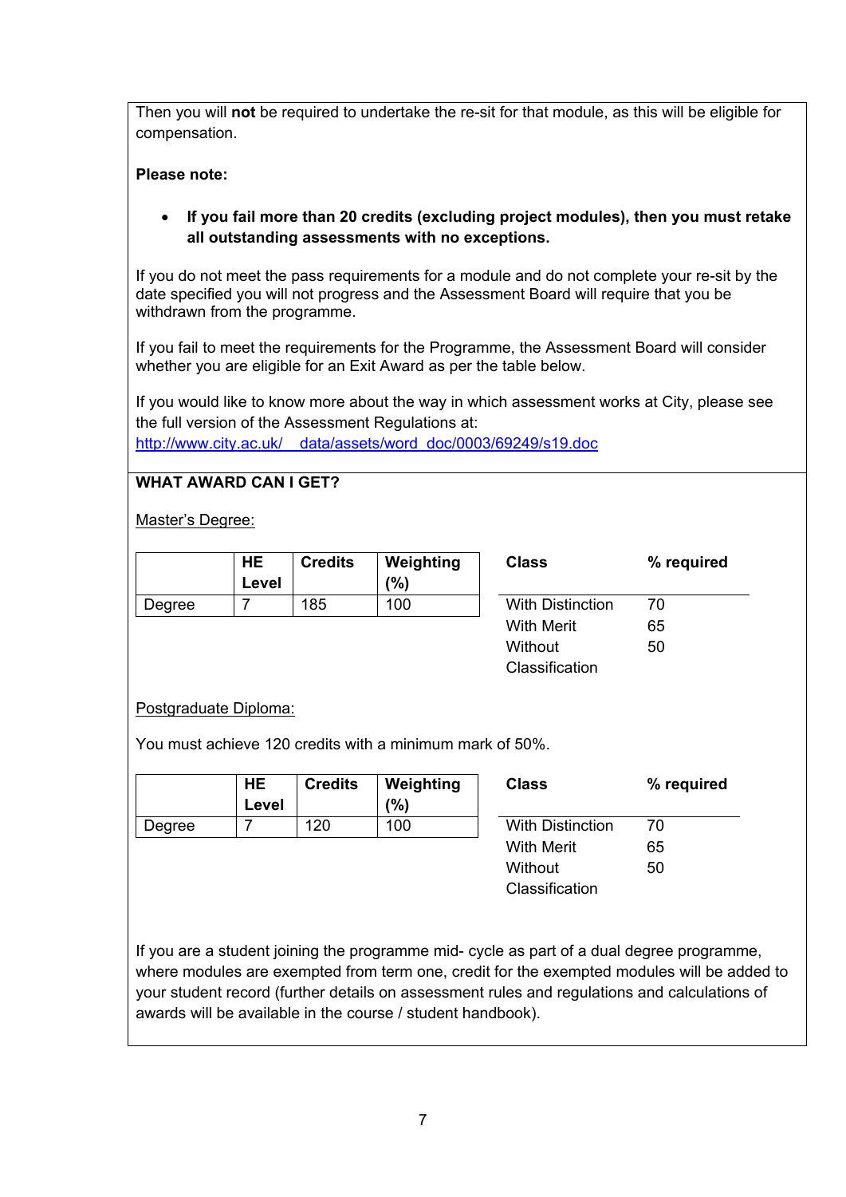Then you will **not** be required to undertake the re-sit for that module, as this will be eligible for compensation.

**Please note:**

- **If you fail more than 20 credits (excluding project modules), then you must retake all outstanding assessments with no exceptions.**

If you do not meet the pass requirements for a module and do not complete your re-sit by the date specified you will not progress and the Assessment Board will require that you be withdrawn from the programme.

If you fail to meet the requirements for the Programme, the Assessment Board will consider whether you are eligible for an Exit Award as per the table below.

If you would like to know more about the way in which assessment works at City, please see the full version of the Assessment Regulations at:
[http://www.city.ac.uk/__data/assets/word_doc/0003/69249/s19.doc](http://www.city.ac.uk/__data/assets/word_doc/0003/69249/s19.doc)

**WHAT AWARD CAN I GET?**

Master's Degree:

| | HE Level | Credits | Weighting (%) |
|---|---|---|---|
| Degree | 7 | 185 | 100 |

| Class | % required |
|---|---|
| With Distinction | 70 |
| With Merit | 65 |
| Without Classification | 50 |

Postgraduate Diploma:

You must achieve 120 credits with a minimum mark of 50%.

| | HE Level | Credits | Weighting (%) |
|---|---|---|---|
| Degree | 7 | 120 | 100 |

| Class | % required |
|---|---|
| With Distinction | 70 |
| With Merit | 65 |
| Without Classification | 50 |

If you are a student joining the programme mid- cycle as part of a dual degree programme, where modules are exempted from term one, credit for the exempted modules will be added to your student record (further details on assessment rules and regulations and calculations of awards will be available in the course / student handbook).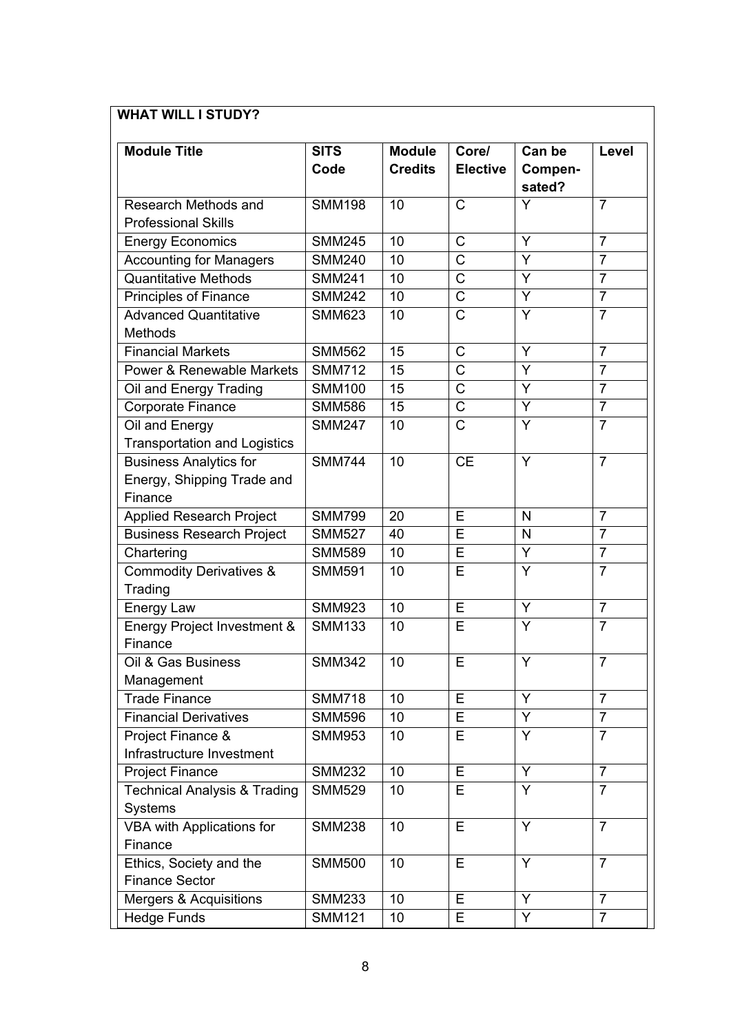**WHAT WILL I STUDY?**

| Module Title | SITS Code | Module Credits | Core/ Elective | Can be Compen-sated? | Level |
|---|---|---|---|---|---|
| Research Methods and Professional Skills | SMM198 | 10 | C | Y | 7 |
| Energy Economics | SMM245 | 10 | C | Y | 7 |
| Accounting for Managers | SMM240 | 10 | C | Y | 7 |
| Quantitative Methods | SMM241 | 10 | C | Y | 7 |
| Principles of Finance | SMM242 | 10 | C | Y | 7 |
| Advanced Quantitative Methods | SMM623 | 10 | C | Y | 7 |
| Financial Markets | SMM562 | 15 | C | Y | 7 |
| Power & Renewable Markets | SMM712 | 15 | C | Y | 7 |
| Oil and Energy Trading | SMM100 | 15 | C | Y | 7 |
| Corporate Finance | SMM586 | 15 | C | Y | 7 |
| Oil and Energy Transportation and Logistics | SMM247 | 10 | C | Y | 7 |
| Business Analytics for Energy, Shipping Trade and Finance | SMM744 | 10 | CE | Y | 7 |
| Applied Research Project | SMM799 | 20 | E | N | 7 |
| Business Research Project | SMM527 | 40 | E | N | 7 |
| Chartering | SMM589 | 10 | E | Y | 7 |
| Commodity Derivatives & Trading | SMM591 | 10 | E | Y | 7 |
| Energy Law | SMM923 | 10 | E | Y | 7 |
| Energy Project Investment & Finance | SMM133 | 10 | E | Y | 7 |
| Oil & Gas Business Management | SMM342 | 10 | E | Y | 7 |
| Trade Finance | SMM718 | 10 | E | Y | 7 |
| Financial Derivatives | SMM596 | 10 | E | Y | 7 |
| Project Finance & Infrastructure Investment | SMM953 | 10 | E | Y | 7 |
| Project Finance | SMM232 | 10 | E | Y | 7 |
| Technical Analysis & Trading Systems | SMM529 | 10 | E | Y | 7 |
| VBA with Applications for Finance | SMM238 | 10 | E | Y | 7 |
| Ethics, Society and the Finance Sector | SMM500 | 10 | E | Y | 7 |
| Mergers & Acquisitions | SMM233 | 10 | E | Y | 7 |
| Hedge Funds | SMM121 | 10 | E | Y | 7 |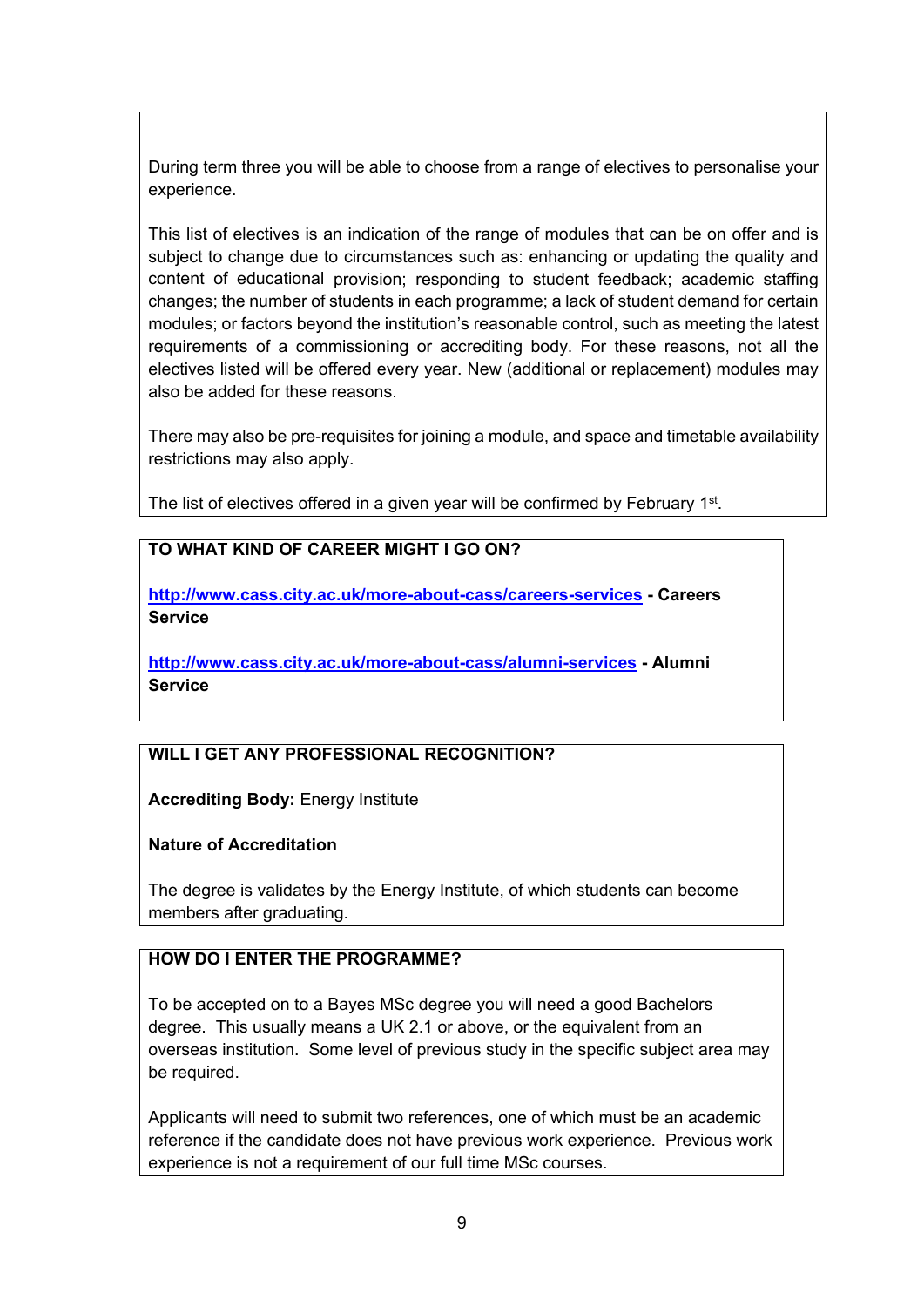During term three you will be able to choose from a range of electives to personalise your experience.

This list of electives is an indication of the range of modules that can be on offer and is subject to change due to circumstances such as: enhancing or updating the quality and content of educational provision; responding to student feedback; academic staffing changes; the number of students in each programme; a lack of student demand for certain modules; or factors beyond the institution's reasonable control, such as meeting the latest requirements of a commissioning or accrediting body. For these reasons, not all the electives listed will be offered every year. New (additional or replacement) modules may also be added for these reasons.

There may also be pre-requisites for joining a module, and space and timetable availability restrictions may also apply.

The list of electives offered in a given year will be confirmed by February 1st.

## TO WHAT KIND OF CAREER MIGHT I GO ON?

[http://www.cass.city.ac.uk/more-about-cass/careers-services](http://www.cass.city.ac.uk/more-about-cass/careers-services) **- Careers Service**

[http://www.cass.city.ac.uk/more-about-cass/alumni-services](http://www.cass.city.ac.uk/more-about-cass/alumni-services) **- Alumni Service**

## WILL I GET ANY PROFESSIONAL RECOGNITION?

**Accrediting Body:** Energy Institute

**Nature of Accreditation**

The degree is validates by the Energy Institute, of which students can become members after graduating.

## HOW DO I ENTER THE PROGRAMME?

To be accepted on to a Bayes MSc degree you will need a good Bachelors degree. This usually means a UK 2.1 or above, or the equivalent from an overseas institution. Some level of previous study in the specific subject area may be required.

Applicants will need to submit two references, one of which must be an academic reference if the candidate does not have previous work experience. Previous work experience is not a requirement of our full time MSc courses.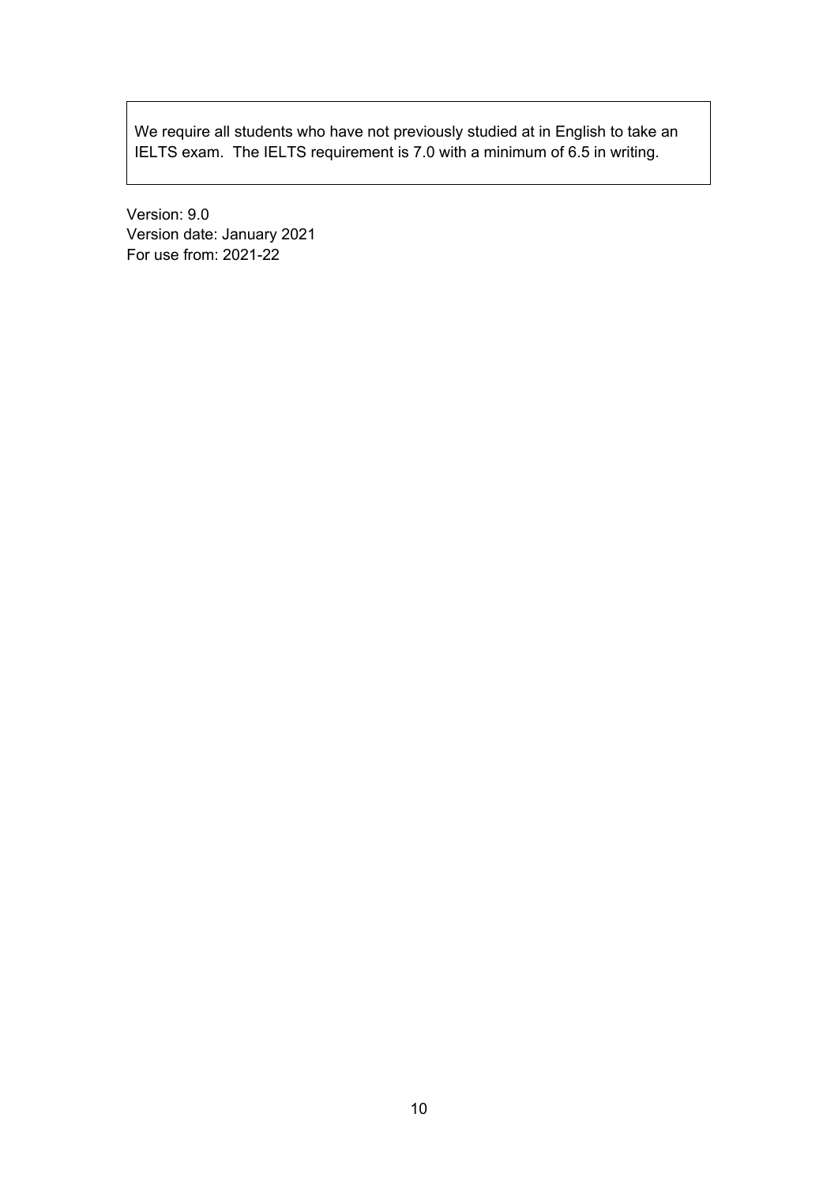We require all students who have not previously studied at in English to take an IELTS exam. The IELTS requirement is 7.0 with a minimum of 6.5 in writing.

Version: 9.0
Version date: January 2021
For use from: 2021-22